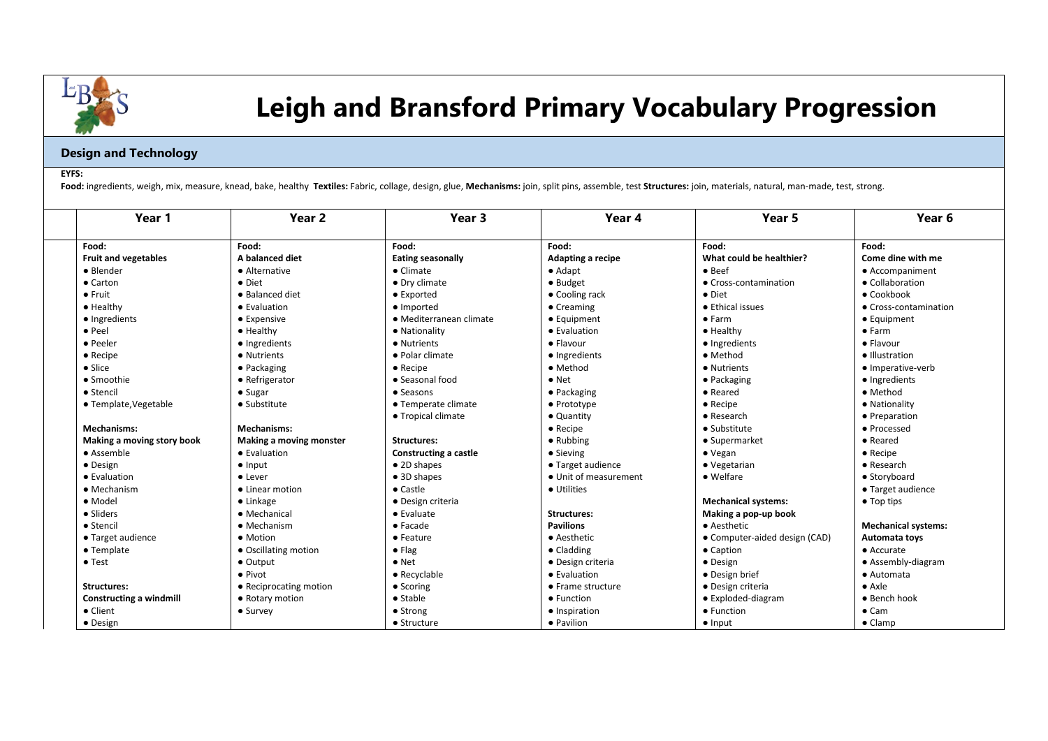# Leigh and Bransford Primary Vocabulary Progression

## Design and Technology

**EYFS:**

**Food:** ingredients, weigh, mix, measure, knead, bake, healthy **Textiles:** Fabric, collage, design, glue, **Mechanisms:** join, split pins, assemble, test **Structures:** join, materials, natural, man-made, test, strong.

| Year 1 | Year 2 | Year 3 | Year 4 | Year 5 | Year 6 |
|---|---|---|---|---|---|
| **Food:**<br>**Fruit and vegetables**<br>● Blender<br>● Carton<br>● Fruit<br>● Healthy<br>● Ingredients<br>● Peel<br>● Peeler<br>● Recipe<br>● Slice<br>● Smoothie<br>● Stencil<br>● Template,Vegetable<br><br>**Mechanisms:**<br>**Making a moving story book**<br>● Assemble<br>● Design<br>● Evaluation<br>● Mechanism<br>● Model<br>● Sliders<br>● Stencil<br>● Target audience<br>● Template<br>● Test<br><br>**Structures:**<br>**Constructing a windmill**<br>● Client<br>● Design | **Food:**<br>**A balanced diet**<br>● Alternative<br>● Diet<br>● Balanced diet<br>● Evaluation<br>● Expensive<br>● Healthy<br>● Ingredients<br>● Nutrients<br>● Packaging<br>● Refrigerator<br>● Sugar<br>● Substitute<br><br>**Mechanisms:**<br>**Making a moving monster**<br>● Evaluation<br>● Input<br>● Lever<br>● Linear motion<br>● Linkage<br>● Mechanical<br>● Mechanism<br>● Motion<br>● Oscillating motion<br>● Output<br>● Pivot<br>● Reciprocating motion<br>● Rotary motion<br>● Survey | **Food:**<br>**Eating seasonally**<br>● Climate<br>● Dry climate<br>● Exported<br>● Imported<br>● Mediterranean climate<br>● Nationality<br>● Nutrients<br>● Polar climate<br>● Recipe<br>● Seasonal food<br>● Seasons<br>● Temperate climate<br>● Tropical climate<br><br>**Structures:**<br>**Constructing a castle**<br>● 2D shapes<br>● 3D shapes<br>● Castle<br>● Design criteria<br>● Evaluate<br>● Facade<br>● Feature<br>● Flag<br>● Net<br>● Recyclable<br>● Scoring<br>● Stable<br>● Strong<br>● Structure | **Food:**<br>**Adapting a recipe**<br>● Adapt<br>● Budget<br>● Cooling rack<br>● Creaming<br>● Equipment<br>● Evaluation<br>● Flavour<br>● Ingredients<br>● Method<br>● Net<br>● Packaging<br>● Prototype<br>● Quantity<br>● Recipe<br>● Rubbing<br>● Sieving<br>● Target audience<br>● Unit of measurement<br>● Utilities<br><br>**Structures:**<br>**Pavilions**<br>● Aesthetic<br>● Cladding<br>● Design criteria<br>● Evaluation<br>● Frame structure<br>● Function<br>● Inspiration<br>● Pavilion | **Food:**<br>**What could be healthier?**<br>● Beef<br>● Cross-contamination<br>● Diet<br>● Ethical issues<br>● Farm<br>● Healthy<br>● Ingredients<br>● Method<br>● Nutrients<br>● Packaging<br>● Reared<br>● Recipe<br>● Research<br>● Substitute<br>● Supermarket<br>● Vegan<br>● Vegetarian<br>● Welfare<br><br>**Mechanical systems:**<br>**Making a pop-up book**<br>● Aesthetic<br>● Computer-aided design (CAD)<br>● Caption<br>● Design<br>● Design brief<br>● Design criteria<br>● Exploded-diagram<br>● Function<br>● Input | **Food:**<br>**Come dine with me**<br>● Accompaniment<br>● Collaboration<br>● Cookbook<br>● Cross-contamination<br>● Equipment<br>● Farm<br>● Flavour<br>● Illustration<br>● Imperative-verb<br>● Ingredients<br>● Method<br>● Nationality<br>● Preparation<br>● Processed<br>● Reared<br>● Recipe<br>● Research<br>● Storyboard<br>● Target audience<br>● Top tips<br><br>**Mechanical systems:**<br>**Automata toys**<br>● Accurate<br>● Assembly-diagram<br>● Automata<br>● Axle<br>● Bench hook<br>● Cam<br>● Clamp |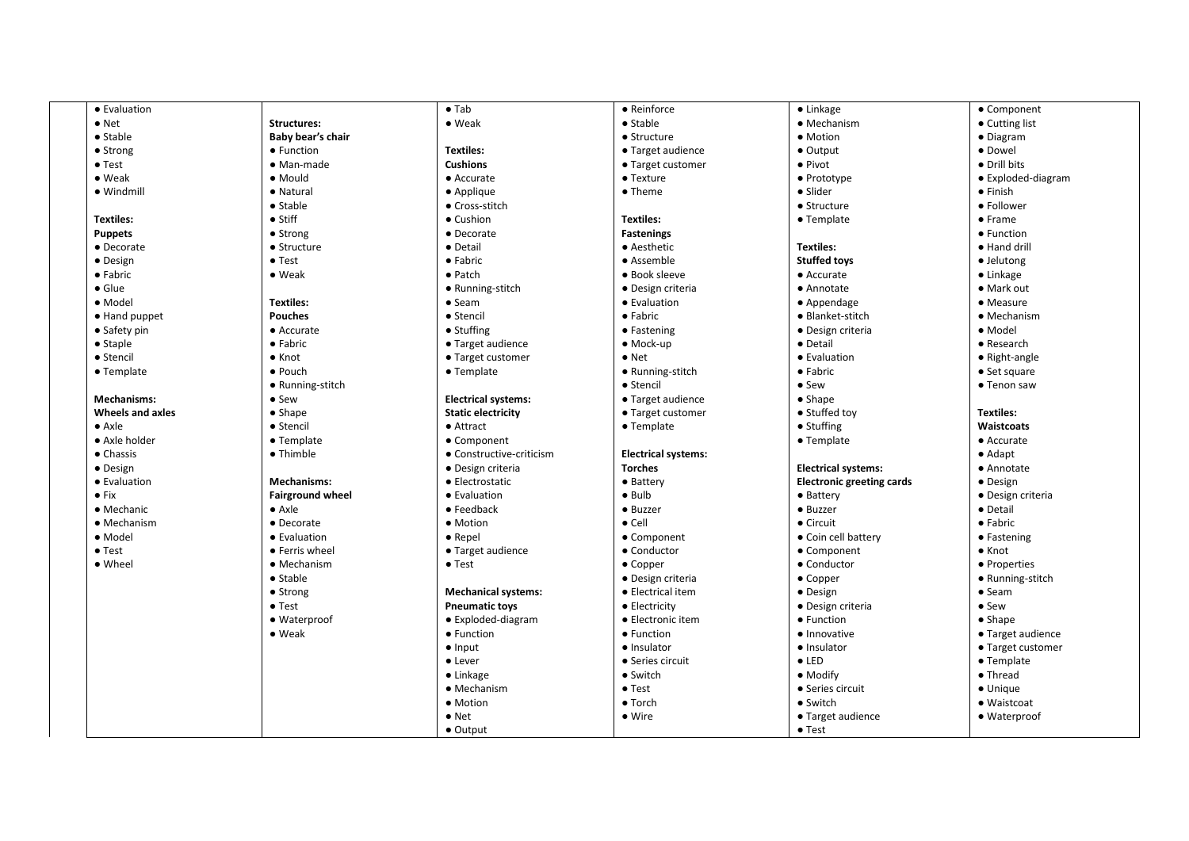| | | | | | |
|---|---|---|---|---|---|
| • Evaluation<br>• Net<br>• Stable<br>• Strong<br>• Test<br>• Weak<br>• Windmill<br><br>**Textiles:**<br>**Puppets**<br>• Decorate<br>• Design<br>• Fabric<br>• Glue<br>• Model<br>• Hand puppet<br>• Safety pin<br>• Staple<br>• Stencil<br>• Template<br><br>**Mechanisms:**<br>**Wheels and axles**<br>• Axle<br>• Axle holder<br>• Chassis<br>• Design<br>• Evaluation<br>• Fix<br>• Mechanic<br>• Mechanism<br>• Model<br>• Test<br>• Wheel | <br>**Structures:**<br>**Baby bear's chair**<br>• Function<br>• Man-made<br>• Mould<br>• Natural<br>• Stable<br>• Stiff<br>• Strong<br>• Structure<br>• Test<br>• Weak<br><br>**Textiles:**<br>**Pouches**<br>• Accurate<br>• Fabric<br>• Knot<br>• Pouch<br>• Running-stitch<br>• Sew<br>• Shape<br>• Stencil<br>• Template<br>• Thimble<br><br>**Mechanisms:**<br>**Fairground wheel**<br>• Axle<br>• Decorate<br>• Evaluation<br>• Ferris wheel<br>• Mechanism<br>• Stable<br>• Strong<br>• Test<br>• Waterproof<br>• Weak | • Tab<br>• Weak<br><br>**Textiles:**<br>**Cushions**<br>• Accurate<br>• Applique<br>• Cross-stitch<br>• Cushion<br>• Decorate<br>• Detail<br>• Fabric<br>• Patch<br>• Running-stitch<br>• Seam<br>• Stencil<br>• Stuffing<br>• Target audience<br>• Target customer<br>• Template<br><br>**Electrical systems:**<br>**Static electricity**<br>• Attract<br>• Component<br>• Constructive-criticism<br>• Design criteria<br>• Electrostatic<br>• Evaluation<br>• Feedback<br>• Motion<br>• Repel<br>• Target audience<br>• Test<br><br>**Mechanical systems:**<br>**Pneumatic toys**<br>• Exploded-diagram<br>• Function<br>• Input<br>• Lever<br>• Linkage<br>• Mechanism<br>• Motion<br>• Net<br>• Output | • Reinforce<br>• Stable<br>• Structure<br>• Target audience<br>• Target customer<br>• Texture<br>• Theme<br><br>**Textiles:**<br>**Fastenings**<br>• Aesthetic<br>• Assemble<br>• Book sleeve<br>• Design criteria<br>• Evaluation<br>• Fabric<br>• Fastening<br>• Mock-up<br>• Net<br>• Running-stitch<br>• Stencil<br>• Target audience<br>• Target customer<br>• Template<br><br>**Electrical systems:**<br>**Torches**<br>• Battery<br>• Bulb<br>• Buzzer<br>• Cell<br>• Component<br>• Conductor<br>• Copper<br>• Design criteria<br>• Electrical item<br>• Electricity<br>• Electronic item<br>• Function<br>• Insulator<br>• Series circuit<br>• Switch<br>• Test<br>• Torch<br>• Wire | • Linkage<br>• Mechanism<br>• Motion<br>• Output<br>• Pivot<br>• Prototype<br>• Slider<br>• Structure<br>• Template<br><br>**Textiles:**<br>**Stuffed toys**<br>• Accurate<br>• Annotate<br>• Appendage<br>• Blanket-stitch<br>• Design criteria<br>• Detail<br>• Evaluation<br>• Fabric<br>• Sew<br>• Shape<br>• Stuffed toy<br>• Stuffing<br>• Template<br><br>**Electrical systems:**<br>**Electronic greeting cards**<br>• Battery<br>• Buzzer<br>• Circuit<br>• Coin cell battery<br>• Component<br>• Conductor<br>• Copper<br>• Design<br>• Design criteria<br>• Function<br>• Innovative<br>• Insulator<br>• LED<br>• Modify<br>• Series circuit<br>• Switch<br>• Target audience<br>• Test | • Component<br>• Cutting list<br>• Diagram<br>• Dowel<br>• Drill bits<br>• Exploded-diagram<br>• Finish<br>• Follower<br>• Frame<br>• Function<br>• Hand drill<br>• Jelutong<br>• Linkage<br>• Mark out<br>• Measure<br>• Mechanism<br>• Model<br>• Research<br>• Right-angle<br>• Set square<br>• Tenon saw<br><br>**Textiles:**<br>**Waistcoats**<br>• Accurate<br>• Adapt<br>• Annotate<br>• Design<br>• Design criteria<br>• Detail<br>• Fabric<br>• Fastening<br>• Knot<br>• Properties<br>• Running-stitch<br>• Seam<br>• Sew<br>• Shape<br>• Target audience<br>• Target customer<br>• Template<br>• Thread<br>• Unique<br>• Waistcoat<br>• Waterproof |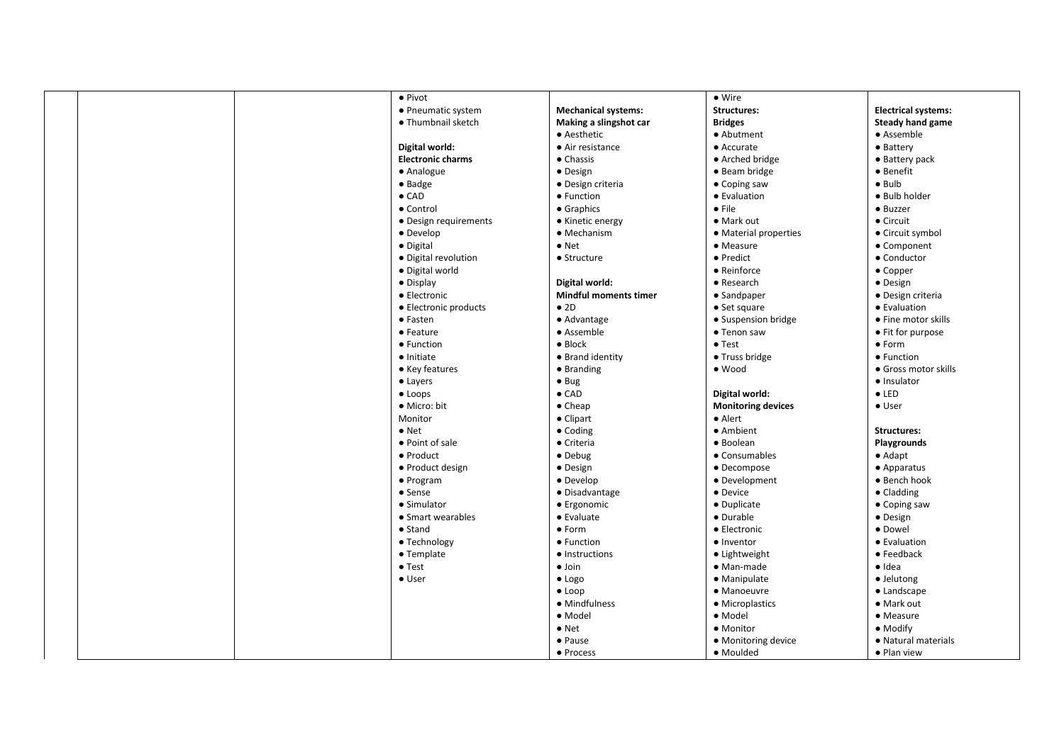| | | | | | | |
|---|---|---|---|---|---|---|
| | | | ● Pivot<br>● Pneumatic system<br>● Thumbnail sketch<br><br>**Digital world:**<br>**Electronic charms**<br>● Analogue<br>● Badge<br>● CAD<br>● Control<br>● Design requirements<br>● Develop<br>● Digital<br>● Digital revolution<br>● Digital world<br>● Display<br>● Electronic<br>● Electronic products<br>● Fasten<br>● Feature<br>● Function<br>● Initiate<br>● Key features<br>● Layers<br>● Loops<br>● Micro: bit<br>Monitor<br>● Net<br>● Point of sale<br>● Product<br>● Product design<br>● Program<br>● Sense<br>● Simulator<br>● Smart wearables<br>● Stand<br>● Technology<br>● Template<br>● Test<br>● User | **Mechanical systems:**<br>**Making a slingshot car**<br>● Aesthetic<br>● Air resistance<br>● Chassis<br>● Design<br>● Design criteria<br>● Function<br>● Graphics<br>● Kinetic energy<br>● Mechanism<br>● Net<br>● Structure<br><br>**Digital world:**<br>**Mindful moments timer**<br>● 2D<br>● Advantage<br>● Assemble<br>● Block<br>● Brand identity<br>● Branding<br>● Bug<br>● CAD<br>● Cheap<br>● Clipart<br>● Coding<br>● Criteria<br>● Debug<br>● Design<br>● Develop<br>● Disadvantage<br>● Ergonomic<br>● Evaluate<br>● Form<br>● Function<br>● Instructions<br>● Join<br>● Logo<br>● Loop<br>● Mindfulness<br>● Model<br>● Net<br>● Pause<br>● Process | ● Wire<br>**Structures:**<br>**Bridges**<br>● Abutment<br>● Accurate<br>● Arched bridge<br>● Beam bridge<br>● Coping saw<br>● Evaluation<br>● File<br>● Mark out<br>● Material properties<br>● Measure<br>● Predict<br>● Reinforce<br>● Research<br>● Sandpaper<br>● Set square<br>● Suspension bridge<br>● Tenon saw<br>● Test<br>● Truss bridge<br>● Wood<br><br>**Digital world:**<br>**Monitoring devices**<br>● Alert<br>● Ambient<br>● Boolean<br>● Consumables<br>● Decompose<br>● Development<br>● Device<br>● Duplicate<br>● Durable<br>● Electronic<br>● Inventor<br>● Lightweight<br>● Man-made<br>● Manipulate<br>● Manoeuvre<br>● Microplastics<br>● Model<br>● Monitor<br>● Monitoring device<br>● Moulded | **Electrical systems:**<br>**Steady hand game**<br>● Assemble<br>● Battery<br>● Battery pack<br>● Benefit<br>● Bulb<br>● Bulb holder<br>● Buzzer<br>● Circuit<br>● Circuit symbol<br>● Component<br>● Conductor<br>● Copper<br>● Design<br>● Design criteria<br>● Evaluation<br>● Fine motor skills<br>● Fit for purpose<br>● Form<br>● Function<br>● Gross motor skills<br>● Insulator<br>● LED<br>● User<br><br>**Structures:**<br>**Playgrounds**<br>● Adapt<br>● Apparatus<br>● Bench hook<br>● Cladding<br>● Coping saw<br>● Design<br>● Dowel<br>● Evaluation<br>● Feedback<br>● Idea<br>● Jelutong<br>● Landscape<br>● Mark out<br>● Measure<br>● Modify<br>● Natural materials<br>● Plan view |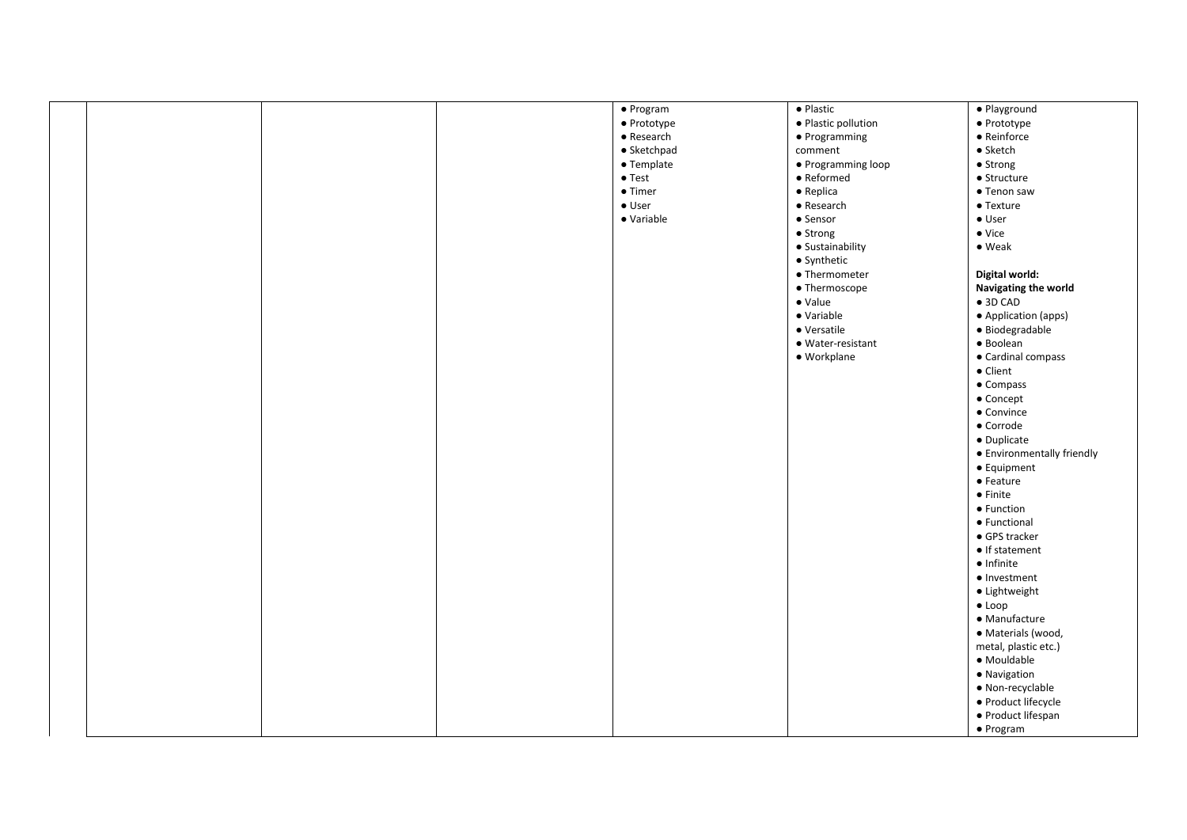| | | | | | | |
|---|---|---|---|---|---|---|
| | | | | ● Program<br>● Prototype<br>● Research<br>● Sketchpad<br>● Template<br>● Test<br>● Timer<br>● User<br>● Variable | ● Plastic<br>● Plastic pollution<br>● Programming comment<br>● Programming loop<br>● Reformed<br>● Replica<br>● Research<br>● Sensor<br>● Strong<br>● Sustainability<br>● Synthetic<br>● Thermometer<br>● Thermoscope<br>● Value<br>● Variable<br>● Versatile<br>● Water-resistant<br>● Workplane | ● Playground<br>● Prototype<br>● Reinforce<br>● Sketch<br>● Strong<br>● Structure<br>● Tenon saw<br>● Texture<br>● User<br>● Vice<br>● Weak<br><br>**Digital world: Navigating the world**<br>● 3D CAD<br>● Application (apps)<br>● Biodegradable<br>● Boolean<br>● Cardinal compass<br>● Client<br>● Compass<br>● Concept<br>● Convince<br>● Corrode<br>● Duplicate<br>● Environmentally friendly<br>● Equipment<br>● Feature<br>● Finite<br>● Function<br>● Functional<br>● GPS tracker<br>● If statement<br>● Infinite<br>● Investment<br>● Lightweight<br>● Loop<br>● Manufacture<br>● Materials (wood, metal, plastic etc.)<br>● Mouldable<br>● Navigation<br>● Non-recyclable<br>● Product lifecycle<br>● Product lifespan<br>● Program |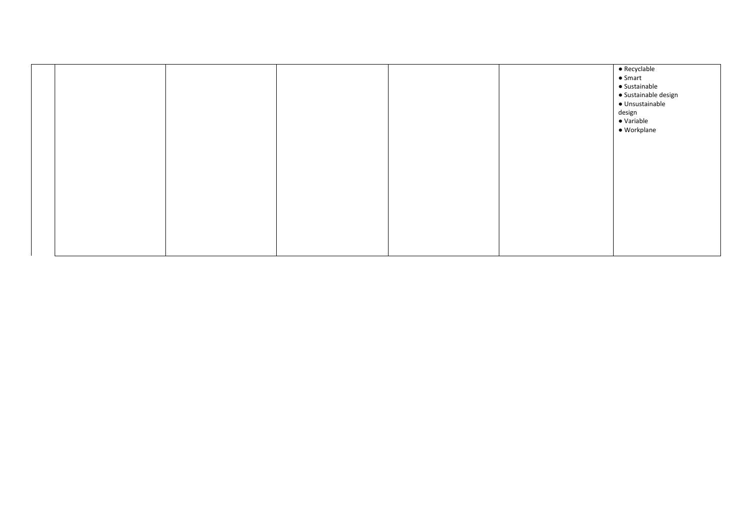| | | | | | | |
|---|---|---|---|---|---|---|
| | | | | | | • Recyclable<br>• Smart<br>• Sustainable<br>• Sustainable design<br>• Unsustainable design<br>• Variable<br>• Workplane |